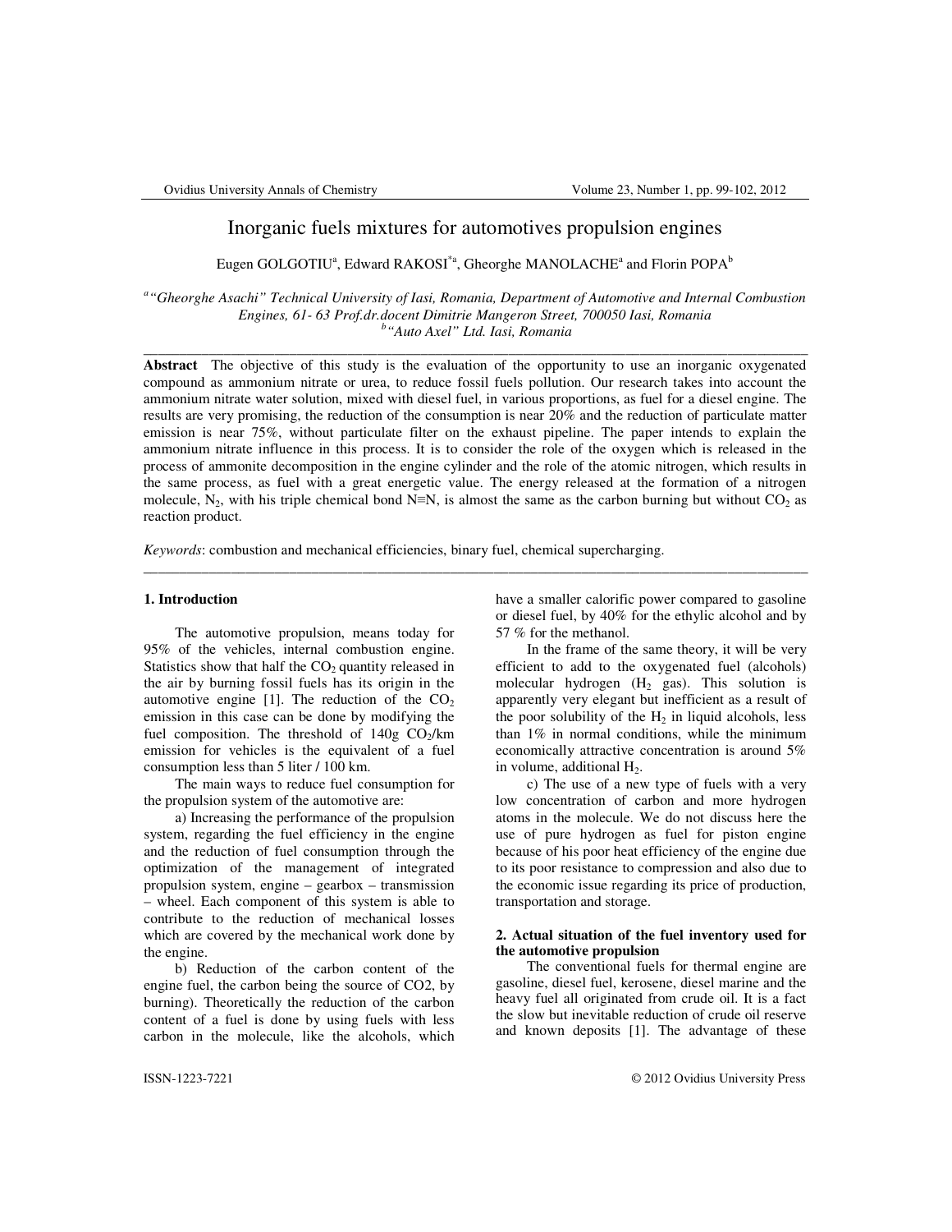# Inorganic fuels mixtures for automotives propulsion engines

Eugen GOLGOTIU[a], Edward RAKOSI[*a], Gheorghe MANOLACHE[a] and Florin POPA[b]

*[a] "Gheorghe Asachi" Technical University of Iasi, Romania, Department of Automotive and Internal Combustion Engines, 61- 63 Prof.dr.docent Dimitrie Mangeron Street, 700050 Iasi, Romania*
*[b] "Auto Axel" Ltd. Iasi, Romania*

---

**Abstract** The objective of this study is the evaluation of the opportunity to use an inorganic oxygenated compound as ammonium nitrate or urea, to reduce fossil fuels pollution. Our research takes into account the ammonium nitrate water solution, mixed with diesel fuel, in various proportions, as fuel for a diesel engine. The results are very promising, the reduction of the consumption is near 20% and the reduction of particulate matter emission is near 75%, without particulate filter on the exhaust pipeline. The paper intends to explain the ammonium nitrate influence in this process. It is to consider the role of the oxygen which is released in the process of ammonite decomposition in the engine cylinder and the role of the atomic nitrogen, which results in the same process, as fuel with a great energetic value. The energy released at the formation of a nitrogen molecule, $N_2$, with his triple chemical bond N≡N, is almost the same as the carbon burning but without $CO_2$ as reaction product.

*Keywords*: combustion and mechanical efficiencies, binary fuel, chemical supercharging.

---

## 1. Introduction

The automotive propulsion, means today for 95% of the vehicles, internal combustion engine. Statistics show that half the $CO_2$ quantity released in the air by burning fossil fuels has its origin in the automotive engine [1]. The reduction of the $CO_2$ emission in this case can be done by modifying the fuel composition. The threshold of 140g $CO_2$/km emission for vehicles is the equivalent of a fuel consumption less than 5 liter / 100 km.

The main ways to reduce fuel consumption for the propulsion system of the automotive are:

a) Increasing the performance of the propulsion system, regarding the fuel efficiency in the engine and the reduction of fuel consumption through the optimization of the management of integrated propulsion system, engine – gearbox – transmission – wheel. Each component of this system is able to contribute to the reduction of mechanical losses which are covered by the mechanical work done by the engine.

b) Reduction of the carbon content of the engine fuel, the carbon being the source of CO2, by burning). Theoretically the reduction of the carbon content of a fuel is done by using fuels with less carbon in the molecule, like the alcohols, which have a smaller calorific power compared to gasoline or diesel fuel, by 40% for the ethylic alcohol and by 57 % for the methanol.

In the frame of the same theory, it will be very efficient to add to the oxygenated fuel (alcohols) molecular hydrogen ($H_2$ gas). This solution is apparently very elegant but inefficient as a result of the poor solubility of the $H_2$ in liquid alcohols, less than 1% in normal conditions, while the minimum economically attractive concentration is around 5% in volume, additional $H_2$.

c) The use of a new type of fuels with a very low concentration of carbon and more hydrogen atoms in the molecule. We do not discuss here the use of pure hydrogen as fuel for piston engine because of his poor heat efficiency of the engine due to its poor resistance to compression and also due to the economic issue regarding its price of production, transportation and storage.

## 2. Actual situation of the fuel inventory used for the automotive propulsion

The conventional fuels for thermal engine are gasoline, diesel fuel, kerosene, diesel marine and the heavy fuel all originated from crude oil. It is a fact the slow but inevitable reduction of crude oil reserve and known deposits [1]. The advantage of these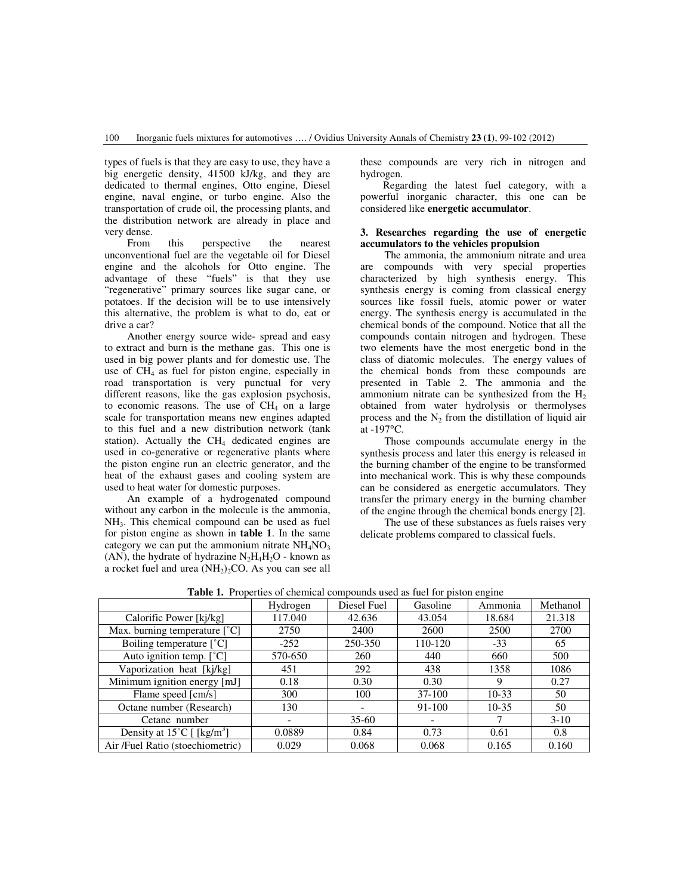types of fuels is that they are easy to use, they have a big energetic density, 41500 kJ/kg, and they are dedicated to thermal engines, Otto engine, Diesel engine, naval engine, or turbo engine. Also the transportation of crude oil, the processing plants, and the distribution network are already in place and very dense.

From this perspective the nearest unconventional fuel are the vegetable oil for Diesel engine and the alcohols for Otto engine. The advantage of these "fuels" is that they use "regenerative" primary sources like sugar cane, or potatoes. If the decision will be to use intensively this alternative, the problem is what to do, eat or drive a car?

Another energy source wide- spread and easy to extract and burn is the methane gas. This one is used in big power plants and for domestic use. The use of $CH_4$ as fuel for piston engine, especially in road transportation is very punctual for very different reasons, like the gas explosion psychosis, to economic reasons. The use of $CH_4$ on a large scale for transportation means new engines adapted to this fuel and a new distribution network (tank station). Actually the $CH_4$ dedicated engines are used in co-generative or regenerative plants where the piston engine run an electric generator, and the heat of the exhaust gases and cooling system are used to heat water for domestic purposes.

An example of a hydrogenated compound without any carbon in the molecule is the ammonia, $NH_3$. This chemical compound can be used as fuel for piston engine as shown in **table 1**. In the same category we can put the ammonium nitrate $NH_4NO_3$ (AN), the hydrate of hydrazine $N_2H_4H_2O$ - known as a rocket fuel and urea $(NH_2)_2CO$. As you can see all these compounds are very rich in nitrogen and hydrogen.

Regarding the latest fuel category, with a powerful inorganic character, this one can be considered like **energetic accumulator**.

### 3. Researches regarding the use of energetic accumulators to the vehicles propulsion

The ammonia, the ammonium nitrate and urea are compounds with very special properties characterized by high synthesis energy. This synthesis energy is coming from classical energy sources like fossil fuels, atomic power or water energy. The synthesis energy is accumulated in the chemical bonds of the compound. Notice that all the compounds contain nitrogen and hydrogen. These two elements have the most energetic bond in the class of diatomic molecules. The energy values of the chemical bonds from these compounds are presented in Table 2. The ammonia and the ammonium nitrate can be synthesized from the $H_2$ obtained from water hydrolysis or thermolyses process and the $N_2$ from the distillation of liquid air at -197°C.

Those compounds accumulate energy in the synthesis process and later this energy is released in the burning chamber of the engine to be transformed into mechanical work. This is why these compounds can be considered as energetic accumulators. They transfer the primary energy in the burning chamber of the engine through the chemical bonds energy [2].

The use of these substances as fuels raises very delicate problems compared to classical fuels.

**Table 1.** Properties of chemical compounds used as fuel for piston engine

| | Hydrogen | Diesel Fuel | Gasoline | Ammonia | Methanol |
|---|---|---|---|---|---|
| Calorific Power [kj/kg] | 117.040 | 42.636 | 43.054 | 18.684 | 21.318 |
| Max. burning temperature [˚C] | 2750 | 2400 | 2600 | 2500 | 2700 |
| Boiling temperature [˚C] | -252 | 250-350 | 110-120 | -33 | 65 |
| Auto ignition temp. [˚C] | 570-650 | 260 | 440 | 660 | 500 |
| Vaporization heat [kj/kg] | 451 | 292 | 438 | 1358 | 1086 |
| Minimum ignition energy [mJ] | 0.18 | 0.30 | 0.30 | 9 | 0.27 |
| Flame speed [cm/s] | 300 | 100 | 37-100 | 10-33 | 50 |
| Octane number (Research) | 130 | - | 91-100 | 10-35 | 50 |
| Cetane number | - | 35-60 | - | 7 | 3-10 |
| Density at 15˚C [ [kg/m$^3$] | 0.0889 | 0.84 | 0.73 | 0.61 | 0.8 |
| Air /Fuel Ratio (stoechiometric) | 0.029 | 0.068 | 0.068 | 0.165 | 0.160 |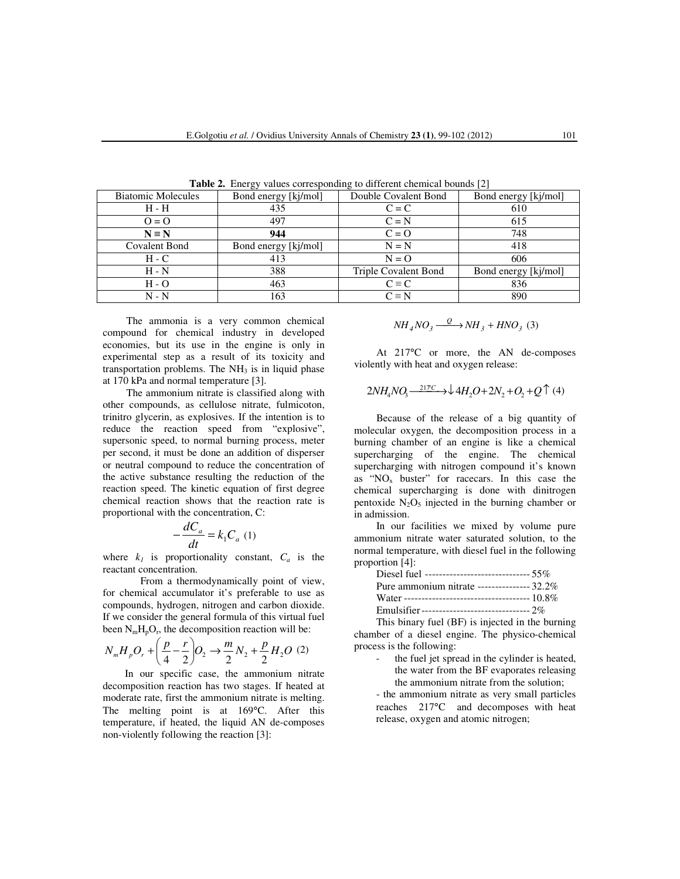**Table 2.** Energy values corresponding to different chemical bounds [2]

| Biatomic Molecules | Bond energy [kj/mol] | Double Covalent Bond | Bond energy [kj/mol] |
|---|---|---|---|
| H - H | 435 | C = C | 610 |
| O = O | 497 | C = N | 615 |
| **N ≡ N** | **944** | C = O | 748 |
| Covalent Bond | Bond energy [kj/mol] | N = N | 418 |
| H - C | 413 | N = O | 606 |
| H - N | 388 | Triple Covalent Bond | Bond energy [kj/mol] |
| H - O | 463 | C ≡ C | 836 |
| N - N | 163 | C ≡ N | 890 |

The ammonia is a very common chemical compound for chemical industry in developed economies, but its use in the engine is only in experimental step as a result of its toxicity and transportation problems. The $NH_3$ is in liquid phase at 170 kPa and normal temperature [3].

The ammonium nitrate is classified along with other compounds, as cellulose nitrate, fulmicoton, trinitro glycerin, as explosives. If the intention is to reduce the reaction speed from "explosive", supersonic speed, to normal burning process, meter per second, it must be done an addition of disperser or neutral compound to reduce the concentration of the active substance resulting the reduction of the reaction speed. The kinetic equation of first degree chemical reaction shows that the reaction rate is proportional with the concentration, C:

$$-\frac{dC_a}{dt} = k_1 C_a \quad (1)$$

where $k_1$ is proportionality constant, $C_a$ is the reactant concentration.

From a thermodynamically point of view, for chemical accumulator it's preferable to use as compounds, hydrogen, nitrogen and carbon dioxide. If we consider the general formula of this virtual fuel been $N_mH_pO_r$, the decomposition reaction will be:

$$N_mH_pO_r + \left(\frac{p}{4} - \frac{r}{2}\right)O_2 \rightarrow \frac{m}{2}N_2 + \frac{p}{2}H_2O \quad (2)$$

In our specific case, the ammonium nitrate decomposition reaction has two stages. If heated at moderate rate, first the ammonium nitrate is melting. The melting point is at 169°C. After this temperature, if heated, the liquid AN de-composes non-violently following the reaction [3]:

$$NH_4NO_3 \xrightarrow{Q} NH_3 + HNO_3 \quad (3)$$

At 217°C or more, the AN de-composes violently with heat and oxygen release:

$$2NH_4NO_3 \xrightarrow{217°C} \downarrow 4H_2O + 2N_2 + O_2 + Q \uparrow \quad (4)$$

Because of the release of a big quantity of molecular oxygen, the decomposition process in a burning chamber of an engine is like a chemical supercharging of the engine. The chemical supercharging with nitrogen compound it's known as "$NO_x$ buster" for racecars. In this case the chemical supercharging is done with dinitrogen pentoxide $N_2O_5$ injected in the burning chamber or in admission.

In our facilities we mixed by volume pure ammonium nitrate water saturated solution, to the normal temperature, with diesel fuel in the following proportion [4]:

Diesel fuel ------------------------------ 55%
Pure ammonium nitrate --------------- 32.2%
Water ------------------------------------ 10.8%
Emulsifier ------------------------------- 2%

This binary fuel (BF) is injected in the burning chamber of a diesel engine. The physico-chemical process is the following:

- the fuel jet spread in the cylinder is heated, the water from the BF evaporates releasing the ammonium nitrate from the solution;
- the ammonium nitrate as very small particles reaches 217°C and decomposes with heat release, oxygen and atomic nitrogen;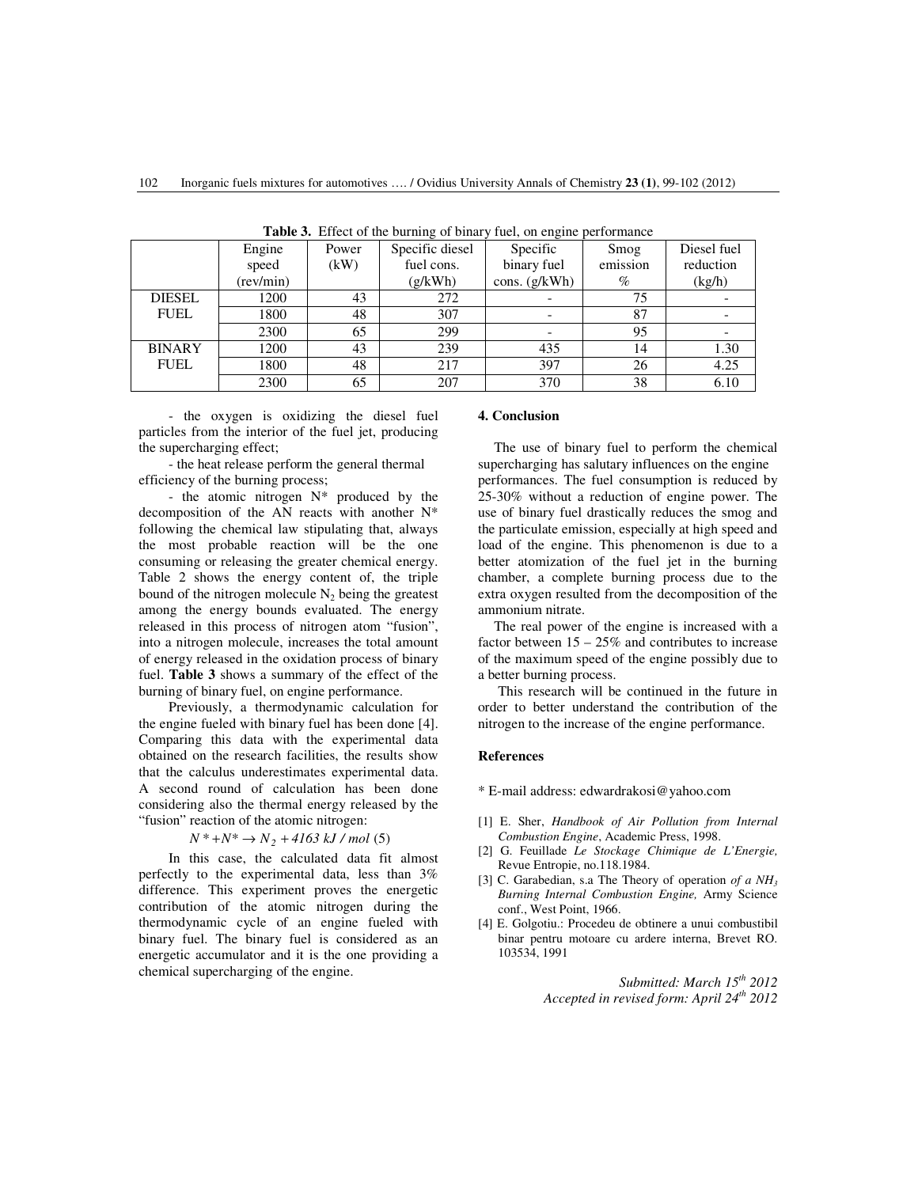**Table 3.** Effect of the burning of binary fuel, on engine performance

| | Engine speed (rev/min) | Power (kW) | Specific diesel fuel cons. (g/kWh) | Specific binary fuel cons. (g/kWh) | Smog emission % | Diesel fuel reduction (kg/h) |
|---|---|---|---|---|---|---|
| DIESEL FUEL | 1200 | 43 | 272 | - | 75 | - |
| | 1800 | 48 | 307 | - | 87 | - |
| | 2300 | 65 | 299 | - | 95 | - |
| BINARY FUEL | 1200 | 43 | 239 | 435 | 14 | 1.30 |
| | 1800 | 48 | 217 | 397 | 26 | 4.25 |
| | 2300 | 65 | 207 | 370 | 38 | 6.10 |

- the oxygen is oxidizing the diesel fuel particles from the interior of the fuel jet, producing the supercharging effect;

- the heat release perform the general thermal efficiency of the burning process;

- the atomic nitrogen N* produced by the decomposition of the AN reacts with another N* following the chemical law stipulating that, always the most probable reaction will be the one consuming or releasing the greater chemical energy. Table 2 shows the energy content of, the triple bound of the nitrogen molecule $N_2$ being the greatest among the energy bounds evaluated. The energy released in this process of nitrogen atom "fusion", into a nitrogen molecule, increases the total amount of energy released in the oxidation process of binary fuel. **Table 3** shows a summary of the effect of the burning of binary fuel, on engine performance.

Previously, a thermodynamic calculation for the engine fueled with binary fuel has been done [4]. Comparing this data with the experimental data obtained on the research facilities, the results show that the calculus underestimates experimental data. A second round of calculation has been done considering also the thermal energy released by the "fusion" reaction of the atomic nitrogen:

$$N^* + N^* \rightarrow N_2 + 4163\ kJ\ /\ mol \quad (5)$$

In this case, the calculated data fit almost perfectly to the experimental data, less than 3% difference. This experiment proves the energetic contribution of the atomic nitrogen during the thermodynamic cycle of an engine fueled with binary fuel. The binary fuel is considered as an energetic accumulator and it is the one providing a chemical supercharging of the engine.

## 4. Conclusion

The use of binary fuel to perform the chemical supercharging has salutary influences on the engine performances. The fuel consumption is reduced by 25-30% without a reduction of engine power. The use of binary fuel drastically reduces the smog and the particulate emission, especially at high speed and load of the engine. This phenomenon is due to a better atomization of the fuel jet in the burning chamber, a complete burning process due to the extra oxygen resulted from the decomposition of the ammonium nitrate.

The real power of the engine is increased with a factor between 15 – 25% and contributes to increase of the maximum speed of the engine possibly due to a better burning process.

This research will be continued in the future in order to better understand the contribution of the nitrogen to the increase of the engine performance.

## References

* E-mail address: edwardrakosi@yahoo.com

[1] E. Sher, *Handbook of Air Pollution from Internal Combustion Engine*, Academic Press, 1998.

[2] G. Feuillade *Le Stockage Chimique de L'Energie,* Revue Entropie, no.118.1984.

[3] C. Garabedian, s.a The Theory of operation *of a $NH_3$ Burning Internal Combustion Engine,* Army Science conf., West Point, 1966.

[4] E. Golgotiu.: Procedeu de obtinere a unui combustibil binar pentru motoare cu ardere interna, Brevet RO. 103534, 1991

*Submitted: March 15th 2012*
*Accepted in revised form: April 24th 2012*